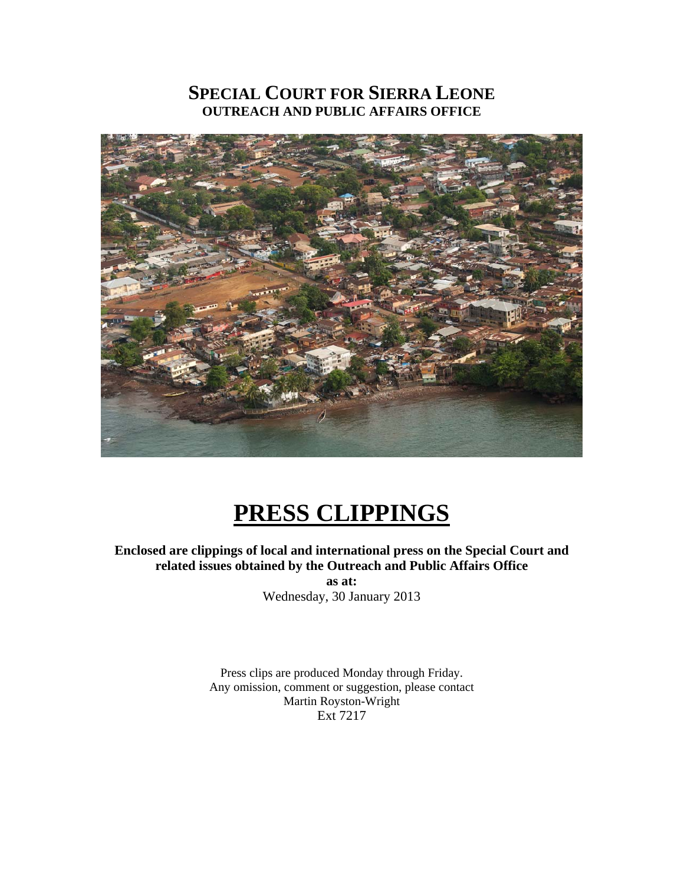# SPECIAL COURT FOR SIERRA LEONE
## OUTREACH AND PUBLIC AFFAIRS OFFICE

# PRESS CLIPPINGS

**Enclosed are clippings of local and international press on the Special Court and related issues obtained by the Outreach and Public Affairs Office**

**as at:**

Wednesday, 30 January 2013

Press clips are produced Monday through Friday.
Any omission, comment or suggestion, please contact
Martin Royston-Wright
Ext 7217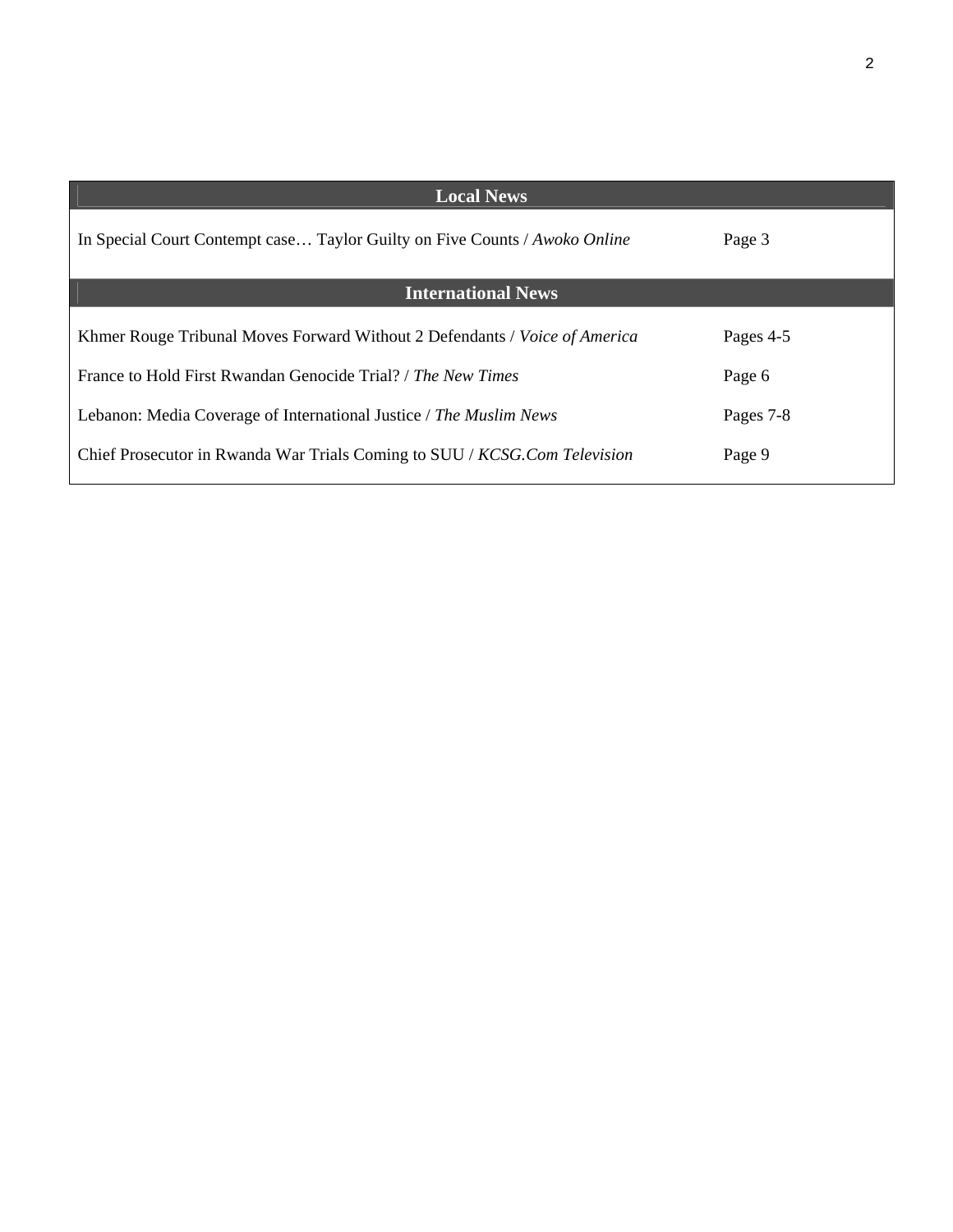| Local News | |
| --- | --- |
| In Special Court Contempt case… Taylor Guilty on Five Counts / *Awoko Online* | Page 3 |
| **International News** | |
| Khmer Rouge Tribunal Moves Forward Without 2 Defendants / *Voice of America* | Pages 4-5 |
| France to Hold First Rwandan Genocide Trial? / *The New Times* | Page 6 |
| Lebanon: Media Coverage of International Justice / *The Muslim News* | Pages 7-8 |
| Chief Prosecutor in Rwanda War Trials Coming to SUU / *KCSG.Com Television* | Page 9 |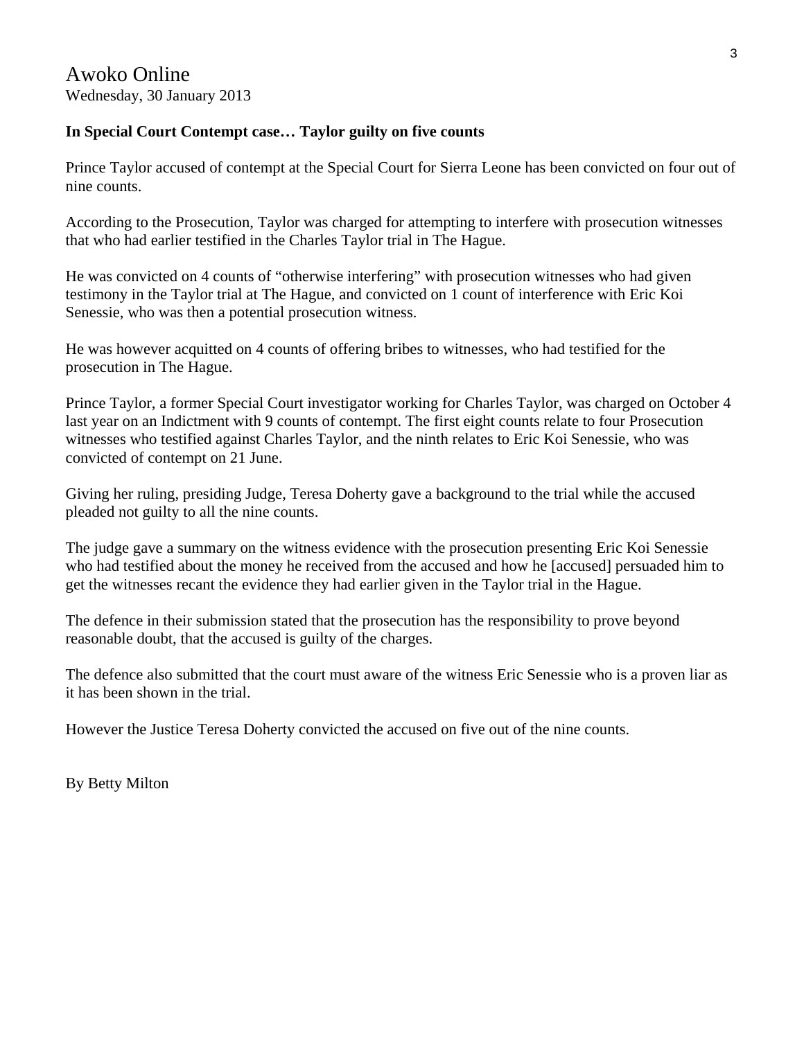# Awoko Online

Wednesday, 30 January 2013

**In Special Court Contempt case… Taylor guilty on five counts**

Prince Taylor accused of contempt at the Special Court for Sierra Leone has been convicted on four out of nine counts.

According to the Prosecution, Taylor was charged for attempting to interfere with prosecution witnesses that who had earlier testified in the Charles Taylor trial in The Hague.

He was convicted on 4 counts of "otherwise interfering" with prosecution witnesses who had given testimony in the Taylor trial at The Hague, and convicted on 1 count of interference with Eric Koi Senessie, who was then a potential prosecution witness.

He was however acquitted on 4 counts of offering bribes to witnesses, who had testified for the prosecution in The Hague.

Prince Taylor, a former Special Court investigator working for Charles Taylor, was charged on October 4 last year on an Indictment with 9 counts of contempt. The first eight counts relate to four Prosecution witnesses who testified against Charles Taylor, and the ninth relates to Eric Koi Senessie, who was convicted of contempt on 21 June.

Giving her ruling, presiding Judge, Teresa Doherty gave a background to the trial while the accused pleaded not guilty to all the nine counts.

The judge gave a summary on the witness evidence with the prosecution presenting Eric Koi Senessie who had testified about the money he received from the accused and how he [accused] persuaded him to get the witnesses recant the evidence they had earlier given in the Taylor trial in the Hague.

The defence in their submission stated that the prosecution has the responsibility to prove beyond reasonable doubt, that the accused is guilty of the charges.

The defence also submitted that the court must aware of the witness Eric Senessie who is a proven liar as it has been shown in the trial.

However the Justice Teresa Doherty convicted the accused on five out of the nine counts.

By Betty Milton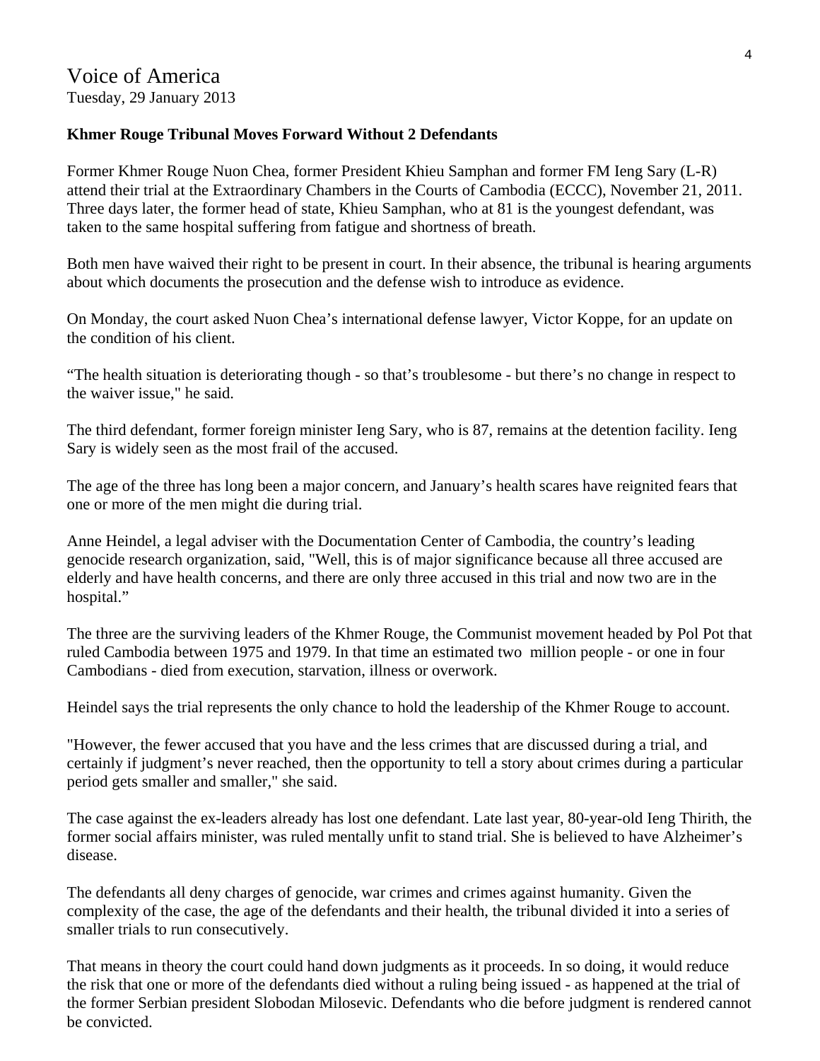Voice of America
Tuesday, 29 January 2013

**Khmer Rouge Tribunal Moves Forward Without 2 Defendants**

Former Khmer Rouge Nuon Chea, former President Khieu Samphan and former FM Ieng Sary (L-R) attend their trial at the Extraordinary Chambers in the Courts of Cambodia (ECCC), November 21, 2011. Three days later, the former head of state, Khieu Samphan, who at 81 is the youngest defendant, was taken to the same hospital suffering from fatigue and shortness of breath.

Both men have waived their right to be present in court. In their absence, the tribunal is hearing arguments about which documents the prosecution and the defense wish to introduce as evidence.

On Monday, the court asked Nuon Chea's international defense lawyer, Victor Koppe, for an update on the condition of his client.

"The health situation is deteriorating though - so that's troublesome - but there's no change in respect to the waiver issue," he said.

The third defendant, former foreign minister Ieng Sary, who is 87, remains at the detention facility. Ieng Sary is widely seen as the most frail of the accused.

The age of the three has long been a major concern, and January's health scares have reignited fears that one or more of the men might die during trial.

Anne Heindel, a legal adviser with the Documentation Center of Cambodia, the country's leading genocide research organization, said, "Well, this is of major significance because all three accused are elderly and have health concerns, and there are only three accused in this trial and now two are in the hospital."

The three are the surviving leaders of the Khmer Rouge, the Communist movement headed by Pol Pot that ruled Cambodia between 1975 and 1979. In that time an estimated two million people - or one in four Cambodians - died from execution, starvation, illness or overwork.

Heindel says the trial represents the only chance to hold the leadership of the Khmer Rouge to account.

"However, the fewer accused that you have and the less crimes that are discussed during a trial, and certainly if judgment's never reached, then the opportunity to tell a story about crimes during a particular period gets smaller and smaller," she said.

The case against the ex-leaders already has lost one defendant. Late last year, 80-year-old Ieng Thirith, the former social affairs minister, was ruled mentally unfit to stand trial. She is believed to have Alzheimer's disease.

The defendants all deny charges of genocide, war crimes and crimes against humanity. Given the complexity of the case, the age of the defendants and their health, the tribunal divided it into a series of smaller trials to run consecutively.

That means in theory the court could hand down judgments as it proceeds. In so doing, it would reduce the risk that one or more of the defendants died without a ruling being issued - as happened at the trial of the former Serbian president Slobodan Milosevic. Defendants who die before judgment is rendered cannot be convicted.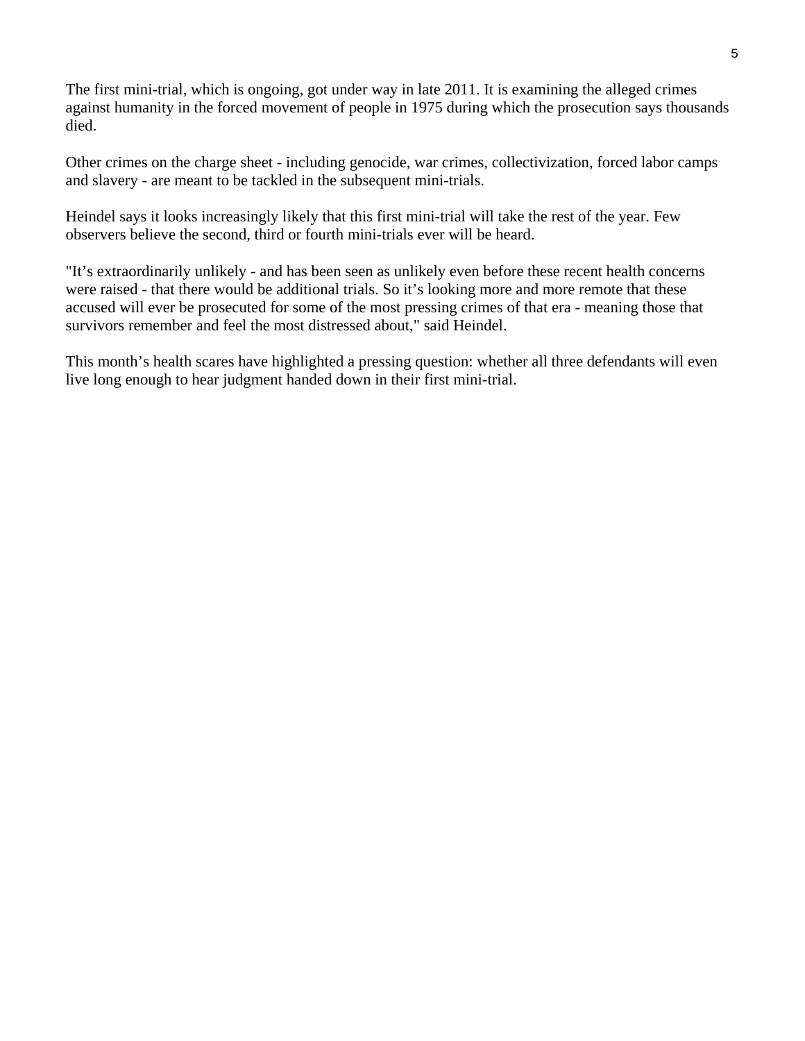The first mini-trial, which is ongoing, got under way in late 2011. It is examining the alleged crimes against humanity in the forced movement of people in 1975 during which the prosecution says thousands died.

Other crimes on the charge sheet - including genocide, war crimes, collectivization, forced labor camps and slavery - are meant to be tackled in the subsequent mini-trials.

Heindel says it looks increasingly likely that this first mini-trial will take the rest of the year. Few observers believe the second, third or fourth mini-trials ever will be heard.

"It's extraordinarily unlikely - and has been seen as unlikely even before these recent health concerns were raised - that there would be additional trials. So it's looking more and more remote that these accused will ever be prosecuted for some of the most pressing crimes of that era - meaning those that survivors remember and feel the most distressed about," said Heindel.

This month's health scares have highlighted a pressing question: whether all three defendants will even live long enough to hear judgment handed down in their first mini-trial.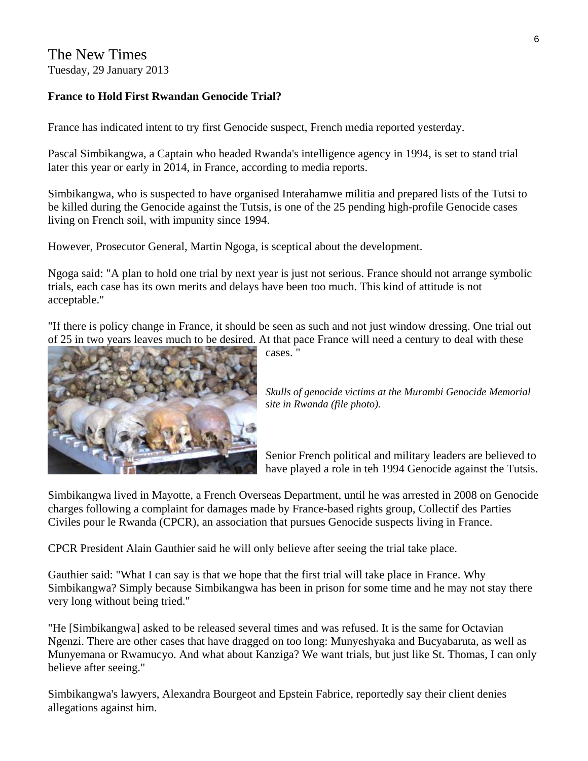The New Times
Tuesday, 29 January 2013

**France to Hold First Rwandan Genocide Trial?**

France has indicated intent to try first Genocide suspect, French media reported yesterday.

Pascal Simbikangwa, a Captain who headed Rwanda's intelligence agency in 1994, is set to stand trial later this year or early in 2014, in France, according to media reports.

Simbikangwa, who is suspected to have organised Interahamwe militia and prepared lists of the Tutsi to be killed during the Genocide against the Tutsis, is one of the 25 pending high-profile Genocide cases living on French soil, with impunity since 1994.

However, Prosecutor General, Martin Ngoga, is sceptical about the development.

Ngoga said: "A plan to hold one trial by next year is just not serious. France should not arrange symbolic trials, each case has its own merits and delays have been too much. This kind of attitude is not acceptable."

"If there is policy change in France, it should be seen as such and not just window dressing. One trial out of 25 in two years leaves much to be desired. At that pace France will need a century to deal with these cases. "

*Skulls of genocide victims at the Murambi Genocide Memorial site in Rwanda (file photo).*

Senior French political and military leaders are believed to have played a role in teh 1994 Genocide against the Tutsis.

Simbikangwa lived in Mayotte, a French Overseas Department, until he was arrested in 2008 on Genocide charges following a complaint for damages made by France-based rights group, Collectif des Parties Civiles pour le Rwanda (CPCR), an association that pursues Genocide suspects living in France.

CPCR President Alain Gauthier said he will only believe after seeing the trial take place.

Gauthier said: "What I can say is that we hope that the first trial will take place in France. Why Simbikangwa? Simply because Simbikangwa has been in prison for some time and he may not stay there very long without being tried."

"He [Simbikangwa] asked to be released several times and was refused. It is the same for Octavian Ngenzi. There are other cases that have dragged on too long: Munyeshyaka and Bucyabaruta, as well as Munyemana or Rwamucyo. And what about Kanziga? We want trials, but just like St. Thomas, I can only believe after seeing."

Simbikangwa's lawyers, Alexandra Bourgeot and Epstein Fabrice, reportedly say their client denies allegations against him.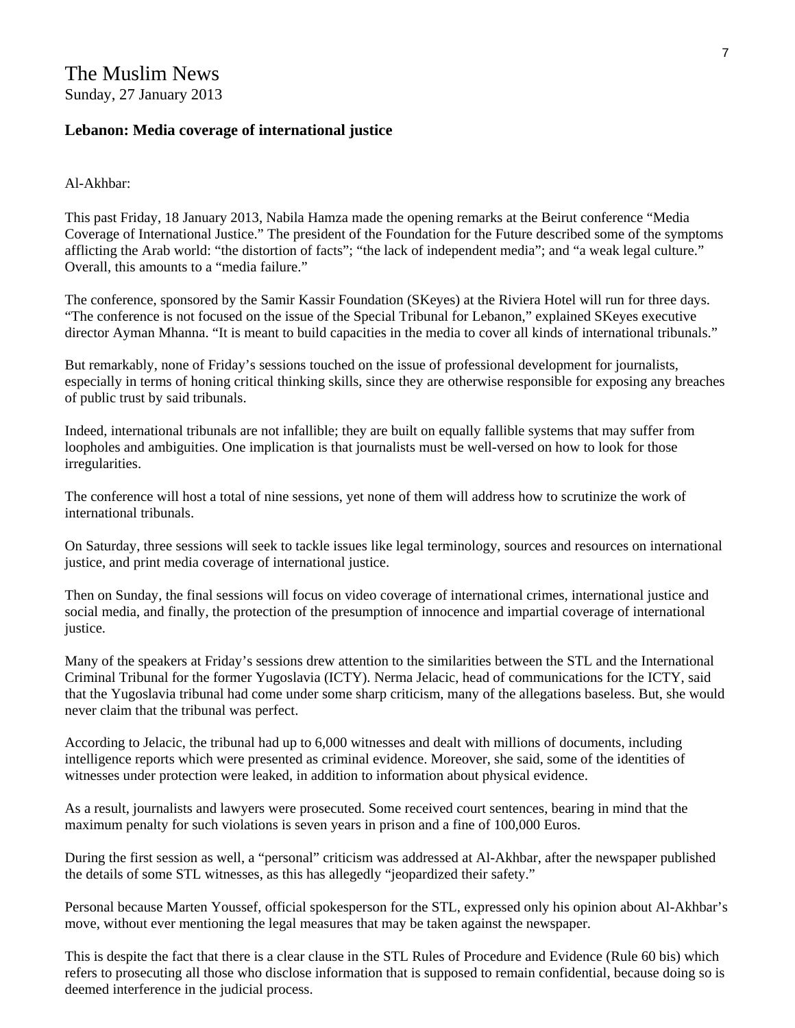# The Muslim News

Sunday, 27 January 2013

## Lebanon: Media coverage of international justice

Al-Akhbar:

This past Friday, 18 January 2013, Nabila Hamza made the opening remarks at the Beirut conference "Media Coverage of International Justice." The president of the Foundation for the Future described some of the symptoms afflicting the Arab world: "the distortion of facts"; "the lack of independent media"; and "a weak legal culture." Overall, this amounts to a "media failure."

The conference, sponsored by the Samir Kassir Foundation (SKeyes) at the Riviera Hotel will run for three days. "The conference is not focused on the issue of the Special Tribunal for Lebanon," explained SKeyes executive director Ayman Mhanna. "It is meant to build capacities in the media to cover all kinds of international tribunals."

But remarkably, none of Friday's sessions touched on the issue of professional development for journalists, especially in terms of honing critical thinking skills, since they are otherwise responsible for exposing any breaches of public trust by said tribunals.

Indeed, international tribunals are not infallible; they are built on equally fallible systems that may suffer from loopholes and ambiguities. One implication is that journalists must be well-versed on how to look for those irregularities.

The conference will host a total of nine sessions, yet none of them will address how to scrutinize the work of international tribunals.

On Saturday, three sessions will seek to tackle issues like legal terminology, sources and resources on international justice, and print media coverage of international justice.

Then on Sunday, the final sessions will focus on video coverage of international crimes, international justice and social media, and finally, the protection of the presumption of innocence and impartial coverage of international justice.

Many of the speakers at Friday's sessions drew attention to the similarities between the STL and the International Criminal Tribunal for the former Yugoslavia (ICTY). Nerma Jelacic, head of communications for the ICTY, said that the Yugoslavia tribunal had come under some sharp criticism, many of the allegations baseless. But, she would never claim that the tribunal was perfect.

According to Jelacic, the tribunal had up to 6,000 witnesses and dealt with millions of documents, including intelligence reports which were presented as criminal evidence. Moreover, she said, some of the identities of witnesses under protection were leaked, in addition to information about physical evidence.

As a result, journalists and lawyers were prosecuted. Some received court sentences, bearing in mind that the maximum penalty for such violations is seven years in prison and a fine of 100,000 Euros.

During the first session as well, a "personal" criticism was addressed at Al-Akhbar, after the newspaper published the details of some STL witnesses, as this has allegedly "jeopardized their safety."

Personal because Marten Youssef, official spokesperson for the STL, expressed only his opinion about Al-Akhbar's move, without ever mentioning the legal measures that may be taken against the newspaper.

This is despite the fact that there is a clear clause in the STL Rules of Procedure and Evidence (Rule 60 bis) which refers to prosecuting all those who disclose information that is supposed to remain confidential, because doing so is deemed interference in the judicial process.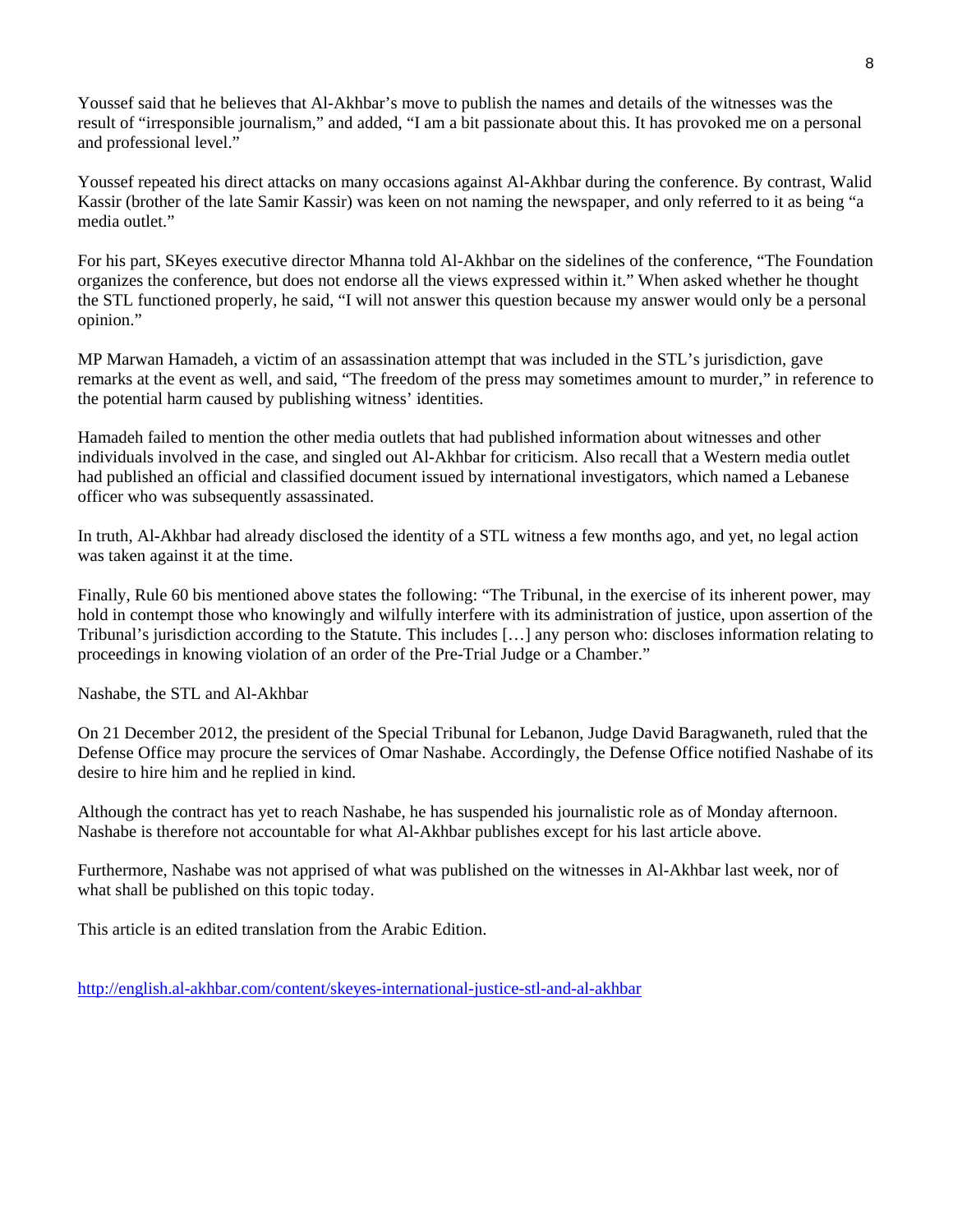Youssef said that he believes that Al-Akhbar's move to publish the names and details of the witnesses was the result of "irresponsible journalism," and added, "I am a bit passionate about this. It has provoked me on a personal and professional level."

Youssef repeated his direct attacks on many occasions against Al-Akhbar during the conference. By contrast, Walid Kassir (brother of the late Samir Kassir) was keen on not naming the newspaper, and only referred to it as being "a media outlet."

For his part, SKeyes executive director Mhanna told Al-Akhbar on the sidelines of the conference, "The Foundation organizes the conference, but does not endorse all the views expressed within it." When asked whether he thought the STL functioned properly, he said, "I will not answer this question because my answer would only be a personal opinion."

MP Marwan Hamadeh, a victim of an assassination attempt that was included in the STL's jurisdiction, gave remarks at the event as well, and said, "The freedom of the press may sometimes amount to murder," in reference to the potential harm caused by publishing witness' identities.

Hamadeh failed to mention the other media outlets that had published information about witnesses and other individuals involved in the case, and singled out Al-Akhbar for criticism. Also recall that a Western media outlet had published an official and classified document issued by international investigators, which named a Lebanese officer who was subsequently assassinated.

In truth, Al-Akhbar had already disclosed the identity of a STL witness a few months ago, and yet, no legal action was taken against it at the time.

Finally, Rule 60 bis mentioned above states the following: "The Tribunal, in the exercise of its inherent power, may hold in contempt those who knowingly and wilfully interfere with its administration of justice, upon assertion of the Tribunal's jurisdiction according to the Statute. This includes […] any person who: discloses information relating to proceedings in knowing violation of an order of the Pre-Trial Judge or a Chamber."

Nashabe, the STL and Al-Akhbar

On 21 December 2012, the president of the Special Tribunal for Lebanon, Judge David Baragwaneth, ruled that the Defense Office may procure the services of Omar Nashabe. Accordingly, the Defense Office notified Nashabe of its desire to hire him and he replied in kind.

Although the contract has yet to reach Nashabe, he has suspended his journalistic role as of Monday afternoon. Nashabe is therefore not accountable for what Al-Akhbar publishes except for his last article above.

Furthermore, Nashabe was not apprised of what was published on the witnesses in Al-Akhbar last week, nor of what shall be published on this topic today.

This article is an edited translation from the Arabic Edition.

http://english.al-akhbar.com/content/skeyes-international-justice-stl-and-al-akhbar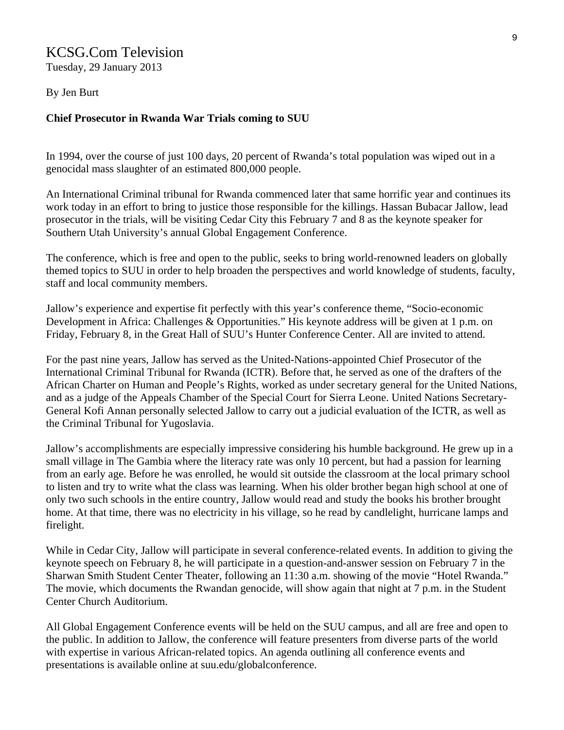# KCSG.Com Television

Tuesday, 29 January 2013

By Jen Burt

**Chief Prosecutor in Rwanda War Trials coming to SUU**

In 1994, over the course of just 100 days, 20 percent of Rwanda's total population was wiped out in a genocidal mass slaughter of an estimated 800,000 people.

An International Criminal tribunal for Rwanda commenced later that same horrific year and continues its work today in an effort to bring to justice those responsible for the killings. Hassan Bubacar Jallow, lead prosecutor in the trials, will be visiting Cedar City this February 7 and 8 as the keynote speaker for Southern Utah University's annual Global Engagement Conference.

The conference, which is free and open to the public, seeks to bring world-renowned leaders on globally themed topics to SUU in order to help broaden the perspectives and world knowledge of students, faculty, staff and local community members.

Jallow's experience and expertise fit perfectly with this year's conference theme, "Socio-economic Development in Africa: Challenges & Opportunities." His keynote address will be given at 1 p.m. on Friday, February 8, in the Great Hall of SUU's Hunter Conference Center. All are invited to attend.

For the past nine years, Jallow has served as the United-Nations-appointed Chief Prosecutor of the International Criminal Tribunal for Rwanda (ICTR). Before that, he served as one of the drafters of the African Charter on Human and People's Rights, worked as under secretary general for the United Nations, and as a judge of the Appeals Chamber of the Special Court for Sierra Leone. United Nations Secretary-General Kofi Annan personally selected Jallow to carry out a judicial evaluation of the ICTR, as well as the Criminal Tribunal for Yugoslavia.

Jallow's accomplishments are especially impressive considering his humble background. He grew up in a small village in The Gambia where the literacy rate was only 10 percent, but had a passion for learning from an early age. Before he was enrolled, he would sit outside the classroom at the local primary school to listen and try to write what the class was learning. When his older brother began high school at one of only two such schools in the entire country, Jallow would read and study the books his brother brought home. At that time, there was no electricity in his village, so he read by candlelight, hurricane lamps and firelight.

While in Cedar City, Jallow will participate in several conference-related events. In addition to giving the keynote speech on February 8, he will participate in a question-and-answer session on February 7 in the Sharwan Smith Student Center Theater, following an 11:30 a.m. showing of the movie "Hotel Rwanda." The movie, which documents the Rwandan genocide, will show again that night at 7 p.m. in the Student Center Church Auditorium.

All Global Engagement Conference events will be held on the SUU campus, and all are free and open to the public. In addition to Jallow, the conference will feature presenters from diverse parts of the world with expertise in various African-related topics. An agenda outlining all conference events and presentations is available online at suu.edu/globalconference.